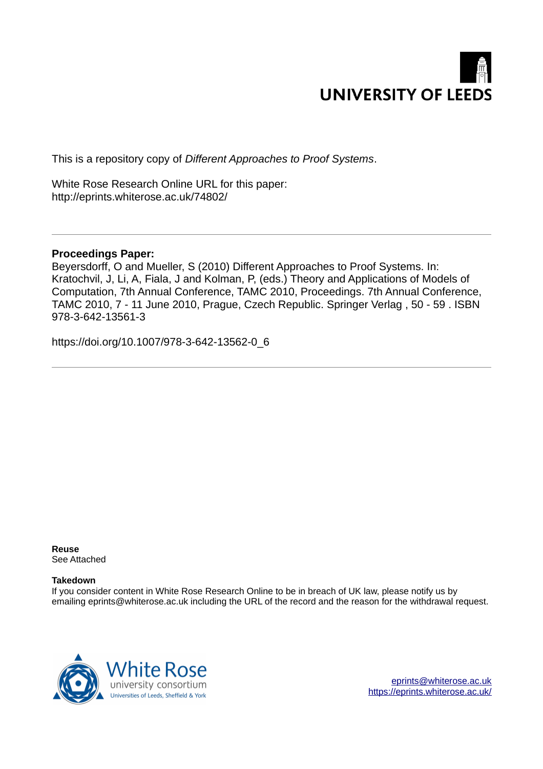UNIVERSITY OF LEEDS

This is a repository copy of *Different Approaches to Proof Systems*.

White Rose Research Online URL for this paper:
http://eprints.whiterose.ac.uk/74802/

**Proceedings Paper:**

Beyersdorff, O and Mueller, S (2010) Different Approaches to Proof Systems. In: Kratochvil, J, Li, A, Fiala, J and Kolman, P, (eds.) Theory and Applications of Models of Computation, 7th Annual Conference, TAMC 2010, Proceedings. 7th Annual Conference, TAMC 2010, 7 - 11 June 2010, Prague, Czech Republic. Springer Verlag , 50 - 59 . ISBN 978-3-642-13561-3

https://doi.org/10.1007/978-3-642-13562-0_6

**Reuse**

See Attached

**Takedown**

If you consider content in White Rose Research Online to be in breach of UK law, please notify us by emailing eprints@whiterose.ac.uk including the URL of the record and the reason for the withdrawal request.

White Rose university consortium
Universities of Leeds, Sheffield & York

eprints@whiterose.ac.uk
https://eprints.whiterose.ac.uk/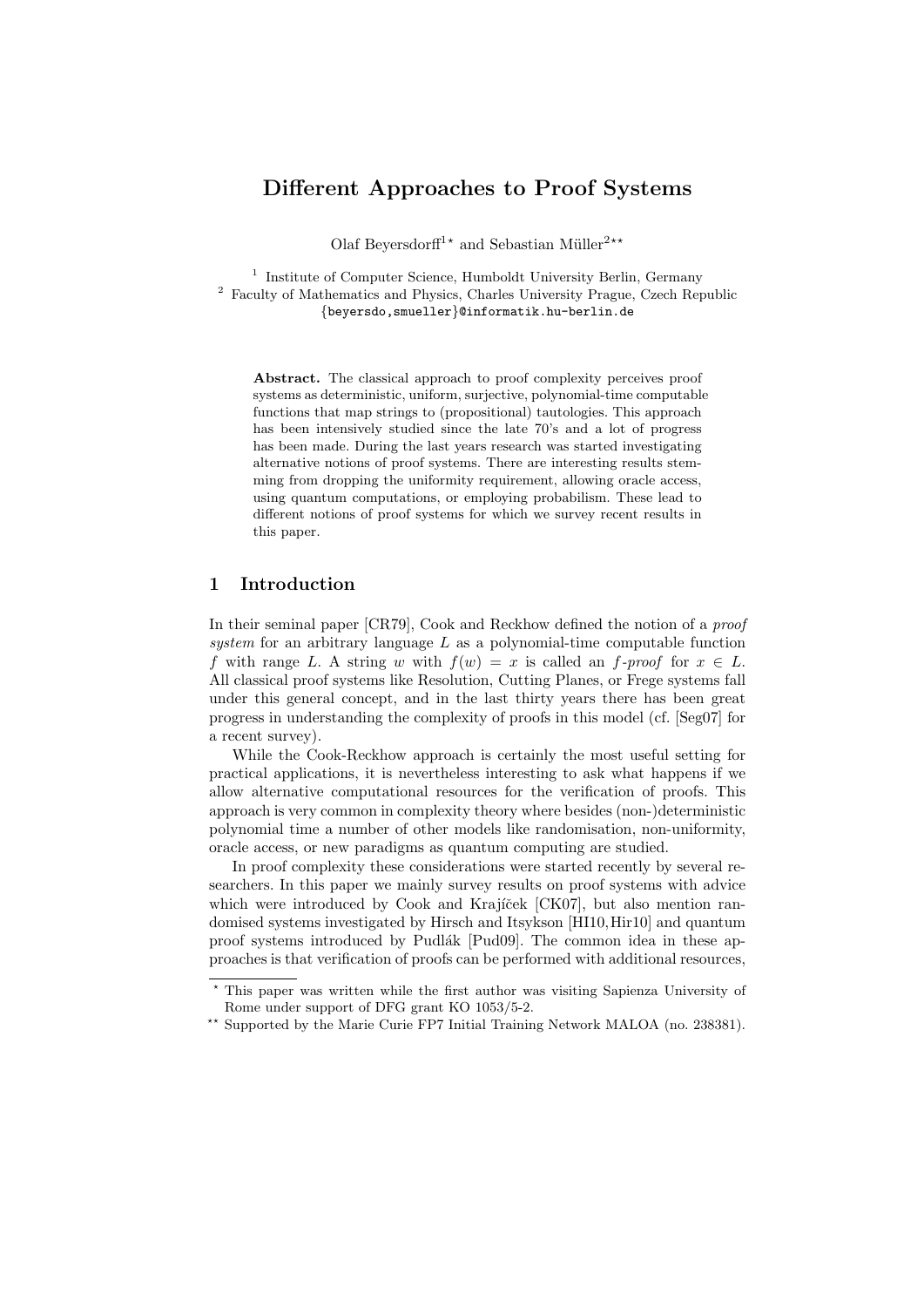# Different Approaches to Proof Systems

Olaf Beyersdorff[1⋆] and Sebastian Müller[2⋆⋆]

[1] Institute of Computer Science, Humboldt University Berlin, Germany
[2] Faculty of Mathematics and Physics, Charles University Prague, Czech Republic
{beyersdo,smueller}@informatik.hu-berlin.de

**Abstract.** The classical approach to proof complexity perceives proof systems as deterministic, uniform, surjective, polynomial-time computable functions that map strings to (propositional) tautologies. This approach has been intensively studied since the late 70's and a lot of progress has been made. During the last years research was started investigating alternative notions of proof systems. There are interesting results stemming from dropping the uniformity requirement, allowing oracle access, using quantum computations, or employing probabilism. These lead to different notions of proof systems for which we survey recent results in this paper.

## 1 Introduction

In their seminal paper [CR79], Cook and Reckhow defined the notion of a *proof system* for an arbitrary language $L$ as a polynomial-time computable function $f$ with range $L$. A string $w$ with $f(w) = x$ is called an $f$-*proof* for $x \in L$. All classical proof systems like Resolution, Cutting Planes, or Frege systems fall under this general concept, and in the last thirty years there has been great progress in understanding the complexity of proofs in this model (cf. [Seg07] for a recent survey).

While the Cook-Reckhow approach is certainly the most useful setting for practical applications, it is nevertheless interesting to ask what happens if we allow alternative computational resources for the verification of proofs. This approach is very common in complexity theory where besides (non-)deterministic polynomial time a number of other models like randomisation, non-uniformity, oracle access, or new paradigms as quantum computing are studied.

In proof complexity these considerations were started recently by several researchers. In this paper we mainly survey results on proof systems with advice which were introduced by Cook and Krajíček [CK07], but also mention randomised systems investigated by Hirsch and Itsykson [HI10,Hir10] and quantum proof systems introduced by Pudlák [Pud09]. The common idea in these approaches is that verification of proofs can be performed with additional resources,

---

⋆ This paper was written while the first author was visiting Sapienza University of Rome under support of DFG grant KO 1053/5-2.

⋆⋆ Supported by the Marie Curie FP7 Initial Training Network MALOA (no. 238381).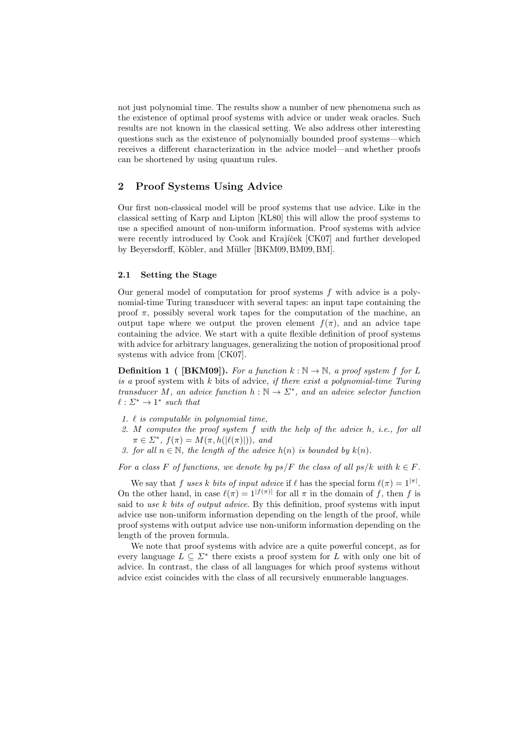not just polynomial time. The results show a number of new phenomena such as the existence of optimal proof systems with advice or under weak oracles. Such results are not known in the classical setting. We also address other interesting questions such as the existence of polynomially bounded proof systems—which receives a different characterization in the advice model—and whether proofs can be shortened by using quantum rules.

## 2 Proof Systems Using Advice

Our first non-classical model will be proof systems that use advice. Like in the classical setting of Karp and Lipton [KL80] this will allow the proof systems to use a specified amount of non-uniform information. Proof systems with advice were recently introduced by Cook and Krajíček [CK07] and further developed by Beyersdorff, Köbler, and Müller [BKM09, BM09, BM].

### 2.1 Setting the Stage

Our general model of computation for proof systems $f$ with advice is a polynomial-time Turing transducer with several tapes: an input tape containing the proof $\pi$, possibly several work tapes for the computation of the machine, an output tape where we output the proven element $f(\pi)$, and an advice tape containing the advice. We start with a quite flexible definition of proof systems with advice for arbitrary languages, generalizing the notion of propositional proof systems with advice from [CK07].

**Definition 1 ( [BKM09]).** *For a function $k : \mathbb{N} \to \mathbb{N}$, a proof system $f$ for $L$ is a* proof system with $k$ bits of advice*, if there exist a polynomial-time Turing transducer $M$, an advice function $h : \mathbb{N} \to \Sigma^*$, and an advice selector function $\ell : \Sigma^* \to 1^*$ such that*

1. *$\ell$ is computable in polynomial time,*
2. *$M$ computes the proof system $f$ with the help of the advice $h$, i.e., for all $\pi \in \Sigma^*$, $f(\pi) = M(\pi, h(|\ell(\pi)|))$, and*
3. *for all $n \in \mathbb{N}$, the length of the advice $h(n)$ is bounded by $k(n)$.*

*For a class $F$ of functions, we denote by $ps/F$ the class of all $ps/k$ with $k \in F$.*

We say that $f$ *uses $k$ bits of input advice* if $\ell$ has the special form $\ell(\pi) = 1^{|\pi|}$. On the other hand, in case $\ell(\pi) = 1^{|f(\pi)|}$ for all $\pi$ in the domain of $f$, then $f$ is said to *use $k$ bits of output advice*. By this definition, proof systems with input advice use non-uniform information depending on the length of the proof, while proof systems with output advice use non-uniform information depending on the length of the proven formula.

We note that proof systems with advice are a quite powerful concept, as for every language $L \subseteq \Sigma^*$ there exists a proof system for $L$ with only one bit of advice. In contrast, the class of all languages for which proof systems without advice exist coincides with the class of all recursively enumerable languages.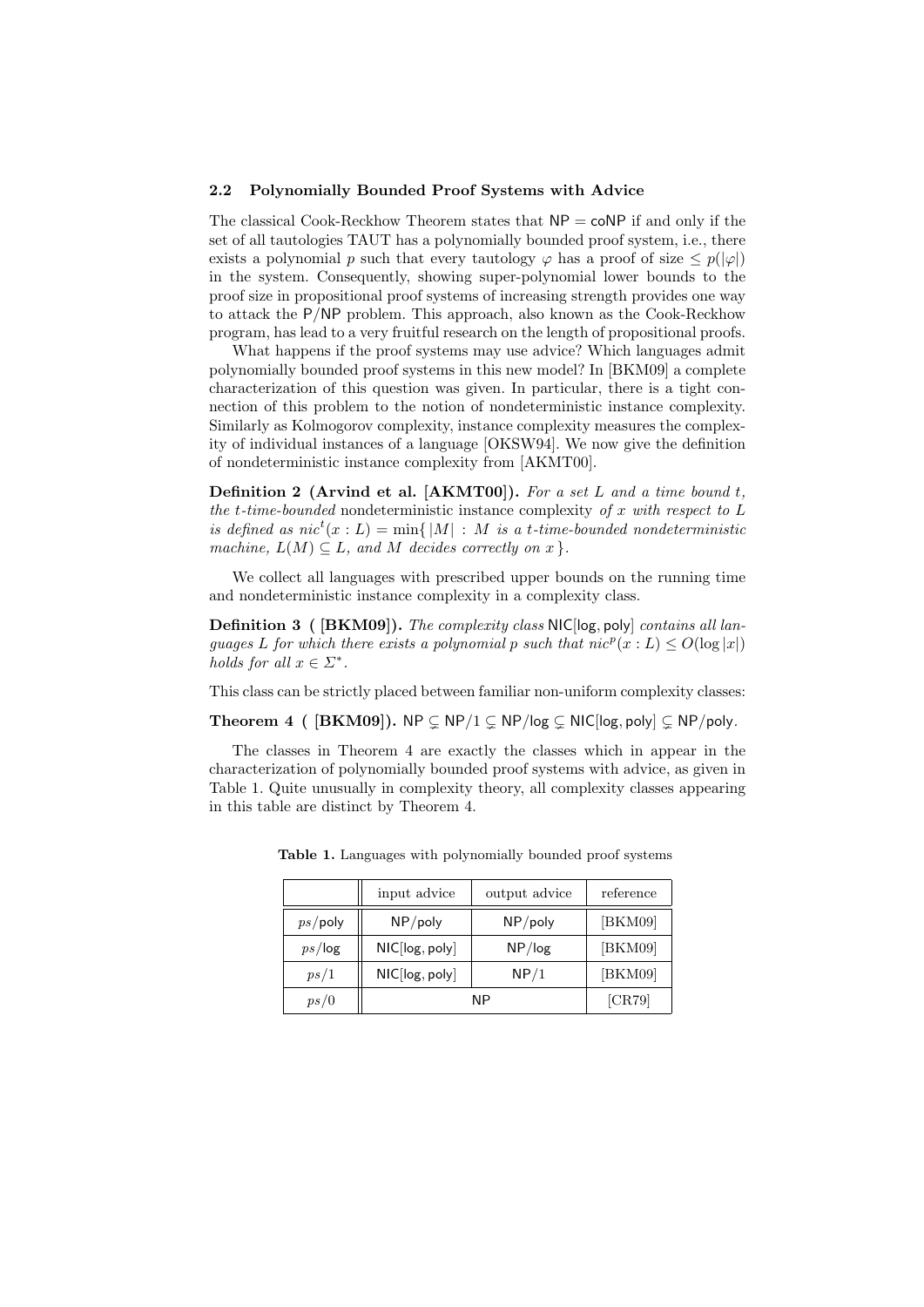### 2.2 Polynomially Bounded Proof Systems with Advice

The classical Cook-Reckhow Theorem states that $\mathsf{NP} = \mathsf{coNP}$ if and only if the set of all tautologies TAUT has a polynomially bounded proof system, i.e., there exists a polynomial $p$ such that every tautology $\varphi$ has a proof of size $\leq p(|\varphi|)$ in the system. Consequently, showing super-polynomial lower bounds to the proof size in propositional proof systems of increasing strength provides one way to attack the $\mathsf{P}/\mathsf{NP}$ problem. This approach, also known as the Cook-Reckhow program, has lead to a very fruitful research on the length of propositional proofs.

What happens if the proof systems may use advice? Which languages admit polynomially bounded proof systems in this new model? In [BKM09] a complete characterization of this question was given. In particular, there is a tight connection of this problem to the notion of nondeterministic instance complexity. Similarly as Kolmogorov complexity, instance complexity measures the complexity of individual instances of a language [OKSW94]. We now give the definition of nondeterministic instance complexity from [AKMT00].

**Definition 2 (Arvind et al. [AKMT00]).** *For a set $L$ and a time bound $t$, the $t$-time-bounded* nondeterministic instance complexity *of $x$ with respect to $L$ is defined as $nic^t(x : L) = \min\{\,|M| : M$ is a $t$-time-bounded nondeterministic machine, $L(M) \subseteq L$, and $M$ decides correctly on $x\,\}$.*

We collect all languages with prescribed upper bounds on the running time and nondeterministic instance complexity in a complexity class.

**Definition 3 ( [BKM09]).** *The complexity class $\mathsf{NIC}[\mathsf{log}, \mathsf{poly}]$ contains all languages $L$ for which there exists a polynomial $p$ such that $nic^p(x : L) \leq O(\log |x|)$ holds for all $x \in \Sigma^*$.*

This class can be strictly placed between familiar non-uniform complexity classes:

**Theorem 4 ( [BKM09]).** $\mathsf{NP} \subsetneq \mathsf{NP}/1 \subsetneq \mathsf{NP}/\mathsf{log} \subsetneq \mathsf{NIC}[\mathsf{log}, \mathsf{poly}] \subsetneq \mathsf{NP}/\mathsf{poly}$.

The classes in Theorem 4 are exactly the classes which in appear in the characterization of polynomially bounded proof systems with advice, as given in Table 1. Quite unusually in complexity theory, all complexity classes appearing in this table are distinct by Theorem 4.

**Table 1.** Languages with polynomially bounded proof systems

| | input advice | output advice | reference |
|---|---|---|---|
| $ps/\mathsf{poly}$ | $\mathsf{NP}/\mathsf{poly}$ | $\mathsf{NP}/\mathsf{poly}$ | [BKM09] |
| $ps/\mathsf{log}$ | $\mathsf{NIC}[\mathsf{log}, \mathsf{poly}]$ | $\mathsf{NP}/\mathsf{log}$ | [BKM09] |
| $ps/1$ | $\mathsf{NIC}[\mathsf{log}, \mathsf{poly}]$ | $\mathsf{NP}/1$ | [BKM09] |
| $ps/0$ | $\mathsf{NP}$ | | [CR79] |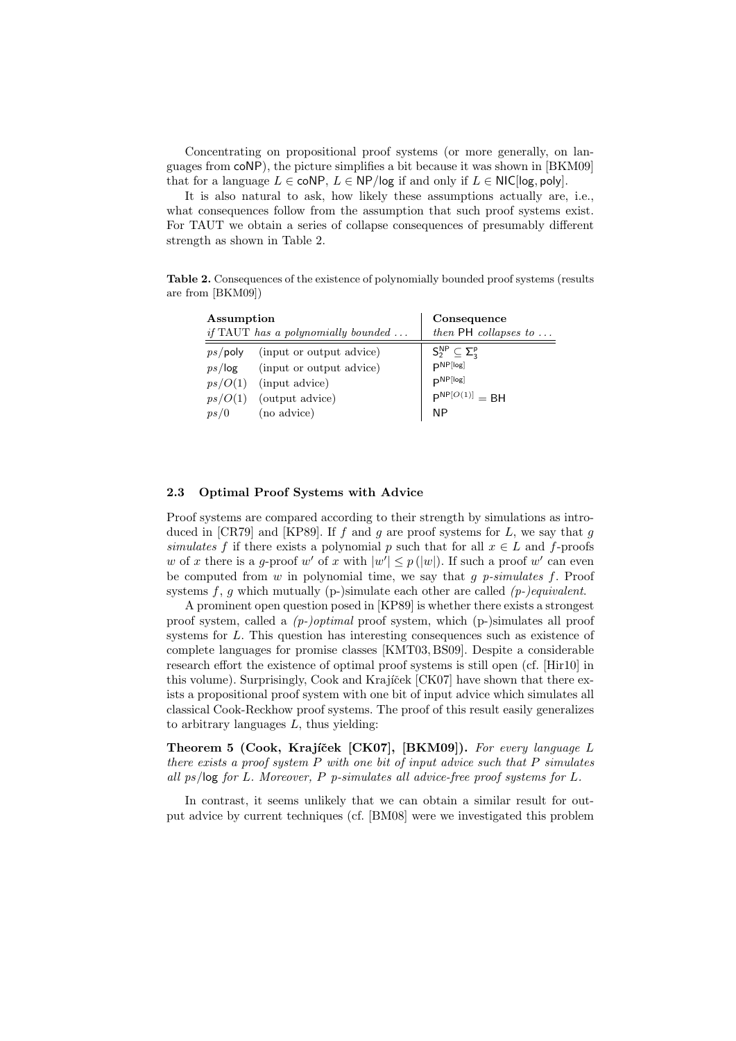Concentrating on propositional proof systems (or more generally, on languages from coNP), the picture simplifies a bit because it was shown in [BKM09] that for a language $L \in \mathsf{coNP}$, $L \in \mathsf{NP}/\log$ if and only if $L \in \mathsf{NIC}[\log, \mathsf{poly}]$.

It is also natural to ask, how likely these assumptions actually are, i.e., what consequences follow from the assumption that such proof systems exist. For TAUT we obtain a series of collapse consequences of presumably different strength as shown in Table 2.

**Table 2.** Consequences of the existence of polynomially bounded proof systems (results are from [BKM09])

| **Assumption** *if TAUT has a polynomially bounded ...* | | **Consequence** *then PH collapses to ...* |
|---|---|---|
| $ps/\mathsf{poly}$ | (input or output advice) | $\mathsf{S}_2^{\mathsf{NP}} \subseteq \Sigma_3^{\mathsf{p}}$ |
| $ps/\log$ | (input or output advice) | $\mathsf{P}^{\mathsf{NP}[\log]}$ |
| $ps/O(1)$ | (input advice) | $\mathsf{P}^{\mathsf{NP}[\log]}$ |
| $ps/O(1)$ | (output advice) | $\mathsf{P}^{\mathsf{NP}[O(1)]} = \mathsf{BH}$ |
| $ps/0$ | (no advice) | $\mathsf{NP}$ |

### 2.3 Optimal Proof Systems with Advice

Proof systems are compared according to their strength by simulations as introduced in [CR79] and [KP89]. If $f$ and $g$ are proof systems for $L$, we say that $g$ *simulates* $f$ if there exists a polynomial $p$ such that for all $x \in L$ and $f$-proofs $w$ of $x$ there is a $g$-proof $w'$ of $x$ with $|w'| \leq p(|w|)$. If such a proof $w'$ can even be computed from $w$ in polynomial time, we say that $g$ *p-simulates* $f$. Proof systems $f$, $g$ which mutually (p-)simulate each other are called *(p-)equivalent*.

A prominent open question posed in [KP89] is whether there exists a strongest proof system, called a *(p-)optimal* proof system, which (p-)simulates all proof systems for $L$. This question has interesting consequences such as existence of complete languages for promise classes [KMT03, BS09]. Despite a considerable research effort the existence of optimal proof systems is still open (cf. [Hir10] in this volume). Surprisingly, Cook and Krajíček [CK07] have shown that there exists a propositional proof system with one bit of input advice which simulates all classical Cook-Reckhow proof systems. The proof of this result easily generalizes to arbitrary languages $L$, thus yielding:

**Theorem 5 (Cook, Krajíček [CK07], [BKM09]).** *For every language $L$ there exists a proof system $P$ with one bit of input advice such that $P$ simulates all $ps/\log$ for $L$. Moreover, $P$ p-simulates all advice-free proof systems for $L$.*

In contrast, it seems unlikely that we can obtain a similar result for output advice by current techniques (cf. [BM08] were we investigated this problem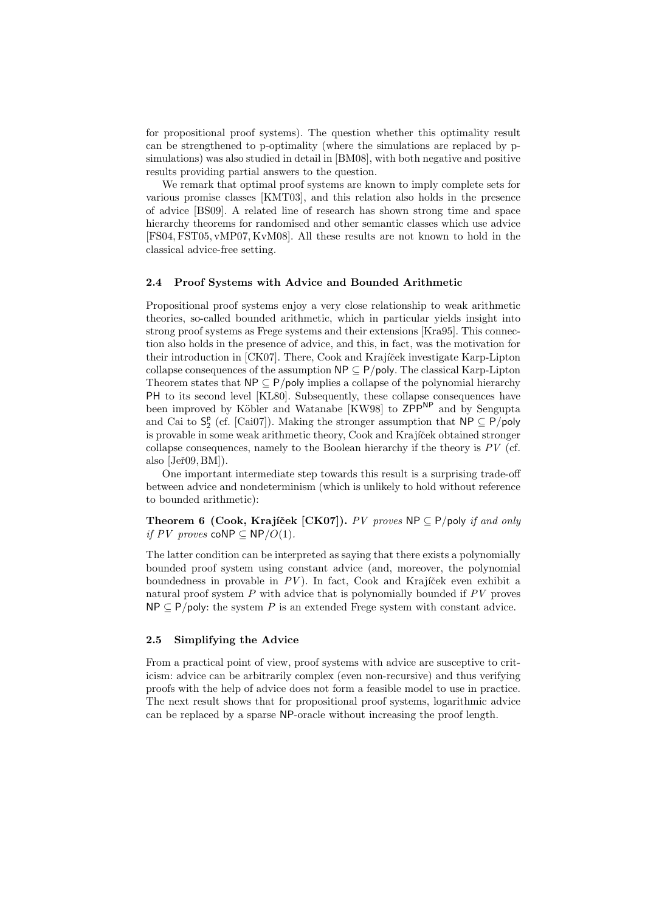for propositional proof systems). The question whether this optimality result can be strengthened to p-optimality (where the simulations are replaced by p-simulations) was also studied in detail in [BM08], with both negative and positive results providing partial answers to the question.

We remark that optimal proof systems are known to imply complete sets for various promise classes [KMT03], and this relation also holds in the presence of advice [BS09]. A related line of research has shown strong time and space hierarchy theorems for randomised and other semantic classes which use advice [FS04, FST05, vMP07, KvM08]. All these results are not known to hold in the classical advice-free setting.

### 2.4 Proof Systems with Advice and Bounded Arithmetic

Propositional proof systems enjoy a very close relationship to weak arithmetic theories, so-called bounded arithmetic, which in particular yields insight into strong proof systems as Frege systems and their extensions [Kra95]. This connection also holds in the presence of advice, and this, in fact, was the motivation for their introduction in [CK07]. There, Cook and Krajíček investigate Karp-Lipton collapse consequences of the assumption $\mathsf{NP} \subseteq \mathsf{P}/\mathsf{poly}$. The classical Karp-Lipton Theorem states that $\mathsf{NP} \subseteq \mathsf{P}/\mathsf{poly}$ implies a collapse of the polynomial hierarchy $\mathsf{PH}$ to its second level [KL80]. Subsequently, these collapse consequences have been improved by Köbler and Watanabe [KW98] to $\mathsf{ZPP}^{\mathsf{NP}}$ and by Sengupta and Cai to $\mathsf{S}_2^{\mathsf{p}}$ (cf. [Cai07]). Making the stronger assumption that $\mathsf{NP} \subseteq \mathsf{P}/\mathsf{poly}$ is provable in some weak arithmetic theory, Cook and Krajíček obtained stronger collapse consequences, namely to the Boolean hierarchy if the theory is $PV$ (cf. also [Jeř09, BM]).

One important intermediate step towards this result is a surprising trade-off between advice and nondeterminism (which is unlikely to hold without reference to bounded arithmetic):

**Theorem 6 (Cook, Krajíček [CK07]).** *$PV$ proves $\mathsf{NP} \subseteq \mathsf{P}/\mathsf{poly}$ if and only if $PV$ proves $\mathsf{coNP} \subseteq \mathsf{NP}/O(1)$.*

The latter condition can be interpreted as saying that there exists a polynomially bounded proof system using constant advice (and, moreover, the polynomial boundedness in provable in $PV$). In fact, Cook and Krajíček even exhibit a natural proof system $P$ with advice that is polynomially bounded if $PV$ proves $\mathsf{NP} \subseteq \mathsf{P}/\mathsf{poly}$: the system $P$ is an extended Frege system with constant advice.

### 2.5 Simplifying the Advice

From a practical point of view, proof systems with advice are susceptive to criticism: advice can be arbitrarily complex (even non-recursive) and thus verifying proofs with the help of advice does not form a feasible model to use in practice. The next result shows that for propositional proof systems, logarithmic advice can be replaced by a sparse $\mathsf{NP}$-oracle without increasing the proof length.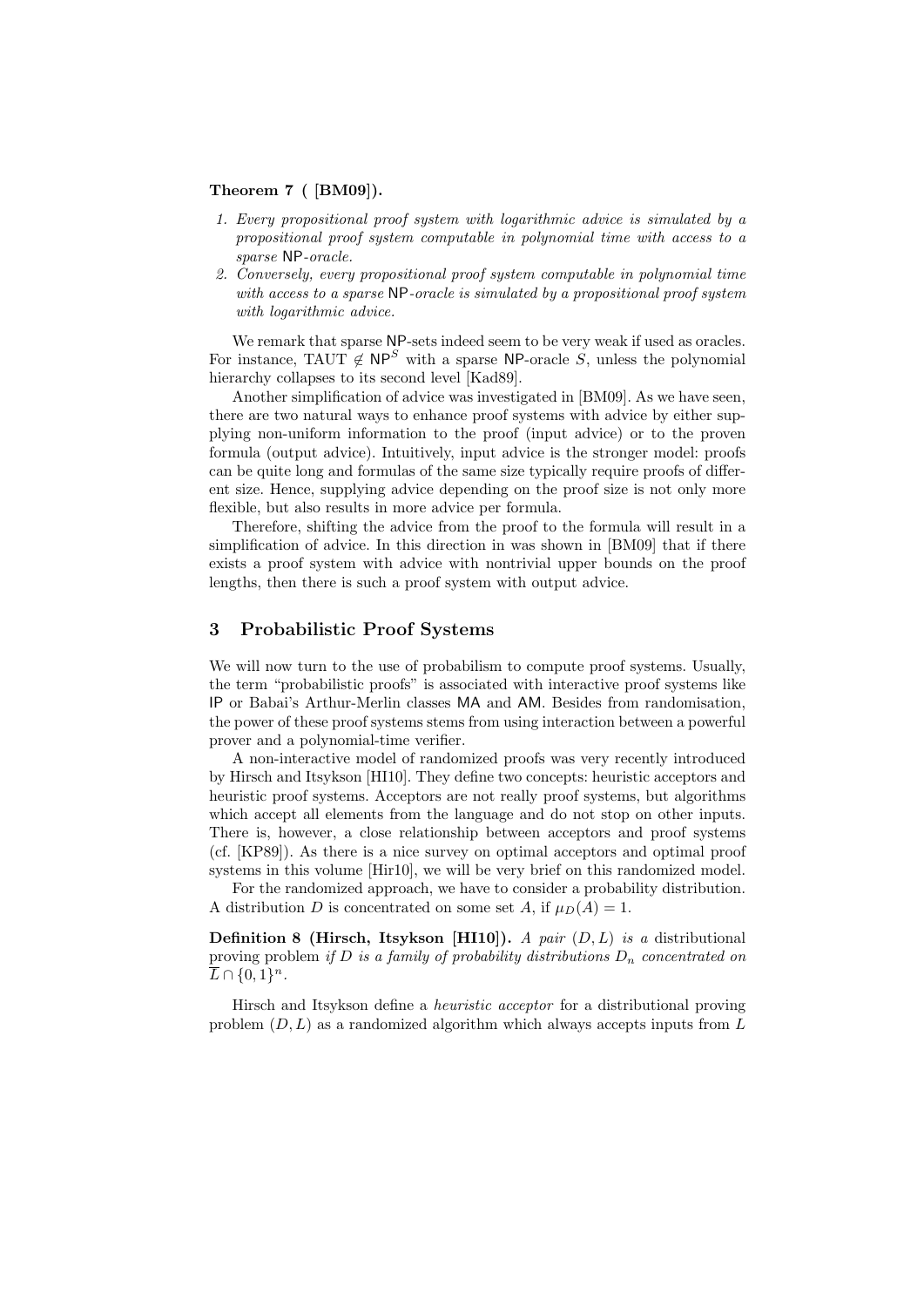**Theorem 7 ( [BM09]).**

1. *Every propositional proof system with logarithmic advice is simulated by a propositional proof system computable in polynomial time with access to a sparse* NP*-oracle.*
2. *Conversely, every propositional proof system computable in polynomial time with access to a sparse* NP*-oracle is simulated by a propositional proof system with logarithmic advice.*

We remark that sparse NP-sets indeed seem to be very weak if used as oracles. For instance, TAUT $\notin \mathsf{NP}^S$ with a sparse NP-oracle $S$, unless the polynomial hierarchy collapses to its second level [Kad89].

Another simplification of advice was investigated in [BM09]. As we have seen, there are two natural ways to enhance proof systems with advice by either supplying non-uniform information to the proof (input advice) or to the proven formula (output advice). Intuitively, input advice is the stronger model: proofs can be quite long and formulas of the same size typically require proofs of different size. Hence, supplying advice depending on the proof size is not only more flexible, but also results in more advice per formula.

Therefore, shifting the advice from the proof to the formula will result in a simplification of advice. In this direction in was shown in [BM09] that if there exists a proof system with advice with nontrivial upper bounds on the proof lengths, then there is such a proof system with output advice.

## 3 Probabilistic Proof Systems

We will now turn to the use of probabilism to compute proof systems. Usually, the term "probabilistic proofs" is associated with interactive proof systems like IP or Babai's Arthur-Merlin classes MA and AM. Besides from randomisation, the power of these proof systems stems from using interaction between a powerful prover and a polynomial-time verifier.

A non-interactive model of randomized proofs was very recently introduced by Hirsch and Itsykson [HI10]. They define two concepts: heuristic acceptors and heuristic proof systems. Acceptors are not really proof systems, but algorithms which accept all elements from the language and do not stop on other inputs. There is, however, a close relationship between acceptors and proof systems (cf. [KP89]). As there is a nice survey on optimal acceptors and optimal proof systems in this volume [Hir10], we will be very brief on this randomized model.

For the randomized approach, we have to consider a probability distribution. A distribution $D$ is concentrated on some set $A$, if $\mu_D(A) = 1$.

**Definition 8 (Hirsch, Itsykson [HI10]).** *A pair $(D, L)$ is a* distributional proving problem *if $D$ is a family of probability distributions $D_n$ concentrated on $\overline{L} \cap \{0,1\}^n$.*

Hirsch and Itsykson define a *heuristic acceptor* for a distributional proving problem $(D, L)$ as a randomized algorithm which always accepts inputs from $L$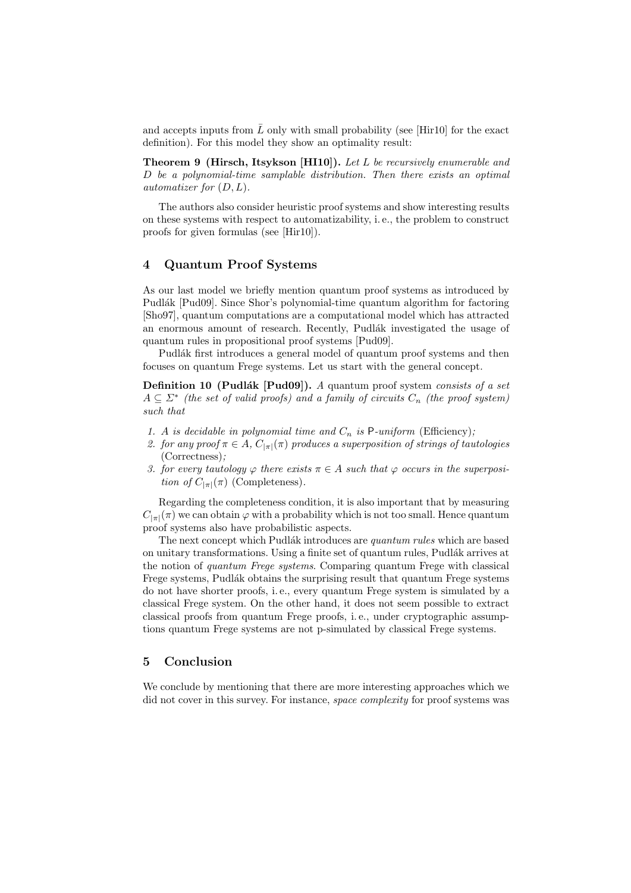and accepts inputs from $\bar{L}$ only with small probability (see [Hir10] for the exact definition). For this model they show an optimality result:

**Theorem 9 (Hirsch, Itsykson [HI10]).** *Let $L$ be recursively enumerable and $D$ be a polynomial-time samplable distribution. Then there exists an optimal automatizer for $(D, L)$.*

The authors also consider heuristic proof systems and show interesting results on these systems with respect to automatizability, i. e., the problem to construct proofs for given formulas (see [Hir10]).

## 4 Quantum Proof Systems

As our last model we briefly mention quantum proof systems as introduced by Pudlák [Pud09]. Since Shor's polynomial-time quantum algorithm for factoring [Sho97], quantum computations are a computational model which has attracted an enormous amount of research. Recently, Pudlák investigated the usage of quantum rules in propositional proof systems [Pud09].

Pudlák first introduces a general model of quantum proof systems and then focuses on quantum Frege systems. Let us start with the general concept.

**Definition 10 (Pudlák [Pud09]).** *A* quantum proof system *consists of a set $A \subseteq \Sigma^*$ (the set of valid proofs) and a family of circuits $C_n$ (the proof system) such that*

1. *$A$ is decidable in polynomial time and $C_n$ is* P*-uniform* (Efficiency)*;*
2. *for any proof $\pi \in A$, $C_{|\pi|}(\pi)$ produces a superposition of strings of tautologies* (Correctness)*;*
3. *for every tautology $\varphi$ there exists $\pi \in A$ such that $\varphi$ occurs in the superposition of $C_{|\pi|}(\pi)$* (Completeness)*.*

Regarding the completeness condition, it is also important that by measuring $C_{|\pi|}(\pi)$ we can obtain $\varphi$ with a probability which is not too small. Hence quantum proof systems also have probabilistic aspects.

The next concept which Pudlák introduces are *quantum rules* which are based on unitary transformations. Using a finite set of quantum rules, Pudlák arrives at the notion of *quantum Frege systems*. Comparing quantum Frege with classical Frege systems, Pudlák obtains the surprising result that quantum Frege systems do not have shorter proofs, i. e., every quantum Frege system is simulated by a classical Frege system. On the other hand, it does not seem possible to extract classical proofs from quantum Frege proofs, i. e., under cryptographic assumptions quantum Frege systems are not p-simulated by classical Frege systems.

## 5 Conclusion

We conclude by mentioning that there are more interesting approaches which we did not cover in this survey. For instance, *space complexity* for proof systems was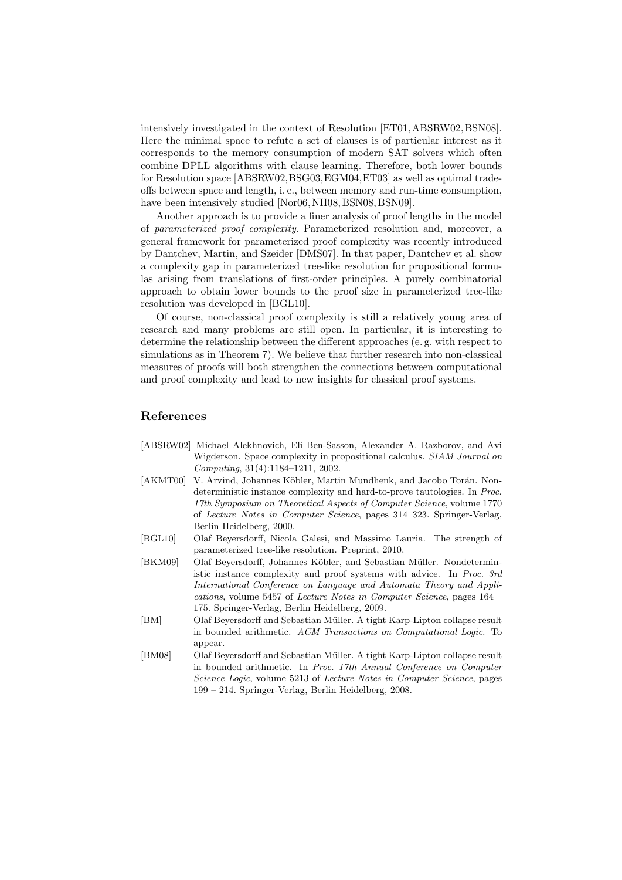intensively investigated in the context of Resolution [ET01, ABSRW02, BSN08]. Here the minimal space to refute a set of clauses is of particular interest as it corresponds to the memory consumption of modern SAT solvers which often combine DPLL algorithms with clause learning. Therefore, both lower bounds for Resolution space [ABSRW02, BSG03, EGM04, ET03] as well as optimal trade-offs between space and length, i. e., between memory and run-time consumption, have been intensively studied [Nor06, NH08, BSN08, BSN09].

Another approach is to provide a finer analysis of proof lengths in the model of *parameterized proof complexity*. Parameterized resolution and, moreover, a general framework for parameterized proof complexity was recently introduced by Dantchev, Martin, and Szeider [DMS07]. In that paper, Dantchev et al. show a complexity gap in parameterized tree-like resolution for propositional formulas arising from translations of first-order principles. A purely combinatorial approach to obtain lower bounds to the proof size in parameterized tree-like resolution was developed in [BGL10].

Of course, non-classical proof complexity is still a relatively young area of research and many problems are still open. In particular, it is interesting to determine the relationship between the different approaches (e. g. with respect to simulations as in Theorem 7). We believe that further research into non-classical measures of proofs will both strengthen the connections between computational and proof complexity and lead to new insights for classical proof systems.

## References

- [ABSRW02] Michael Alekhnovich, Eli Ben-Sasson, Alexander A. Razborov, and Avi Wigderson. Space complexity in propositional calculus. *SIAM Journal on Computing*, 31(4):1184–1211, 2002.
- [AKMT00] V. Arvind, Johannes Köbler, Martin Mundhenk, and Jacobo Torán. Nondeterministic instance complexity and hard-to-prove tautologies. In *Proc. 17th Symposium on Theoretical Aspects of Computer Science*, volume 1770 of *Lecture Notes in Computer Science*, pages 314–323. Springer-Verlag, Berlin Heidelberg, 2000.
- [BGL10] Olaf Beyersdorff, Nicola Galesi, and Massimo Lauria. The strength of parameterized tree-like resolution. Preprint, 2010.
- [BKM09] Olaf Beyersdorff, Johannes Köbler, and Sebastian Müller. Nondeterministic instance complexity and proof systems with advice. In *Proc. 3rd International Conference on Language and Automata Theory and Applications*, volume 5457 of *Lecture Notes in Computer Science*, pages 164 – 175. Springer-Verlag, Berlin Heidelberg, 2009.
- [BM] Olaf Beyersdorff and Sebastian Müller. A tight Karp-Lipton collapse result in bounded arithmetic. *ACM Transactions on Computational Logic*. To appear.
- [BM08] Olaf Beyersdorff and Sebastian Müller. A tight Karp-Lipton collapse result in bounded arithmetic. In *Proc. 17th Annual Conference on Computer Science Logic*, volume 5213 of *Lecture Notes in Computer Science*, pages 199 – 214. Springer-Verlag, Berlin Heidelberg, 2008.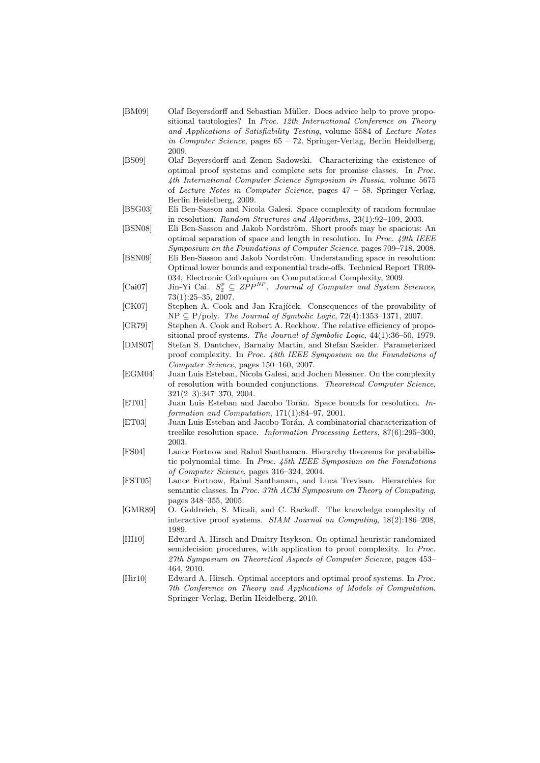[BM09] Olaf Beyersdorff and Sebastian Müller. Does advice help to prove propositional tautologies? In *Proc. 12th International Conference on Theory and Applications of Satisfiability Testing*, volume 5584 of *Lecture Notes in Computer Science*, pages 65 – 72. Springer-Verlag, Berlin Heidelberg, 2009.

[BS09] Olaf Beyersdorff and Zenon Sadowski. Characterizing the existence of optimal proof systems and complete sets for promise classes. In *Proc. 4th International Computer Science Symposium in Russia*, volume 5675 of *Lecture Notes in Computer Science*, pages 47 – 58. Springer-Verlag, Berlin Heidelberg, 2009.

[BSG03] Eli Ben-Sasson and Nicola Galesi. Space complexity of random formulae in resolution. *Random Structures and Algorithms*, 23(1):92–109, 2003.

[BSN08] Eli Ben-Sasson and Jakob Nordström. Short proofs may be spacious: An optimal separation of space and length in resolution. In *Proc. 49th IEEE Symposium on the Foundations of Computer Science*, pages 709–718, 2008.

[BSN09] Eli Ben-Sasson and Jakob Nordström. Understanding space in resolution: Optimal lower bounds and exponential trade-offs. Technical Report TR09-034, Electronic Colloquium on Computational Complexity, 2009.

[Cai07] Jin-Yi Cai. $S_2^p \subseteq ZPP^{NP}$. *Journal of Computer and System Sciences*, 73(1):25–35, 2007.

[CK07] Stephen A. Cook and Jan Krajíček. Consequences of the provability of $\mathrm{NP} \subseteq \mathrm{P/poly}$. *The Journal of Symbolic Logic*, 72(4):1353–1371, 2007.

[CR79] Stephen A. Cook and Robert A. Reckhow. The relative efficiency of propositional proof systems. *The Journal of Symbolic Logic*, 44(1):36–50, 1979.

[DMS07] Stefan S. Dantchev, Barnaby Martin, and Stefan Szeider. Parameterized proof complexity. In *Proc. 48th IEEE Symposium on the Foundations of Computer Science*, pages 150–160, 2007.

[EGM04] Juan Luis Esteban, Nicola Galesi, and Jochen Messner. On the complexity of resolution with bounded conjunctions. *Theoretical Computer Science*, 321(2–3):347–370, 2004.

[ET01] Juan Luis Esteban and Jacobo Torán. Space bounds for resolution. *Information and Computation*, 171(1):84–97, 2001.

[ET03] Juan Luis Esteban and Jacobo Torán. A combinatorial characterization of treelike resolution space. *Information Processing Letters*, 87(6):295–300, 2003.

[FS04] Lance Fortnow and Rahul Santhanam. Hierarchy theorems for probabilistic polynomial time. In *Proc. 45th IEEE Symposium on the Foundations of Computer Science*, pages 316–324, 2004.

[FST05] Lance Fortnow, Rahul Santhanam, and Luca Trevisan. Hierarchies for semantic classes. In *Proc. 37th ACM Symposium on Theory of Computing*, pages 348–355, 2005.

[GMR89] O. Goldreich, S. Micali, and C. Rackoff. The knowledge complexity of interactive proof systems. *SIAM Journal on Computing*, 18(2):186–208, 1989.

[HI10] Edward A. Hirsch and Dmitry Itsykson. On optimal heuristic randomized semidecision procedures, with application to proof complexity. In *Proc. 27th Symposium on Theoretical Aspects of Computer Science*, pages 453–464, 2010.

[Hir10] Edward A. Hirsch. Optimal acceptors and optimal proof systems. In *Proc. 7th Conference on Theory and Applications of Models of Computation*. Springer-Verlag, Berlin Heidelberg, 2010.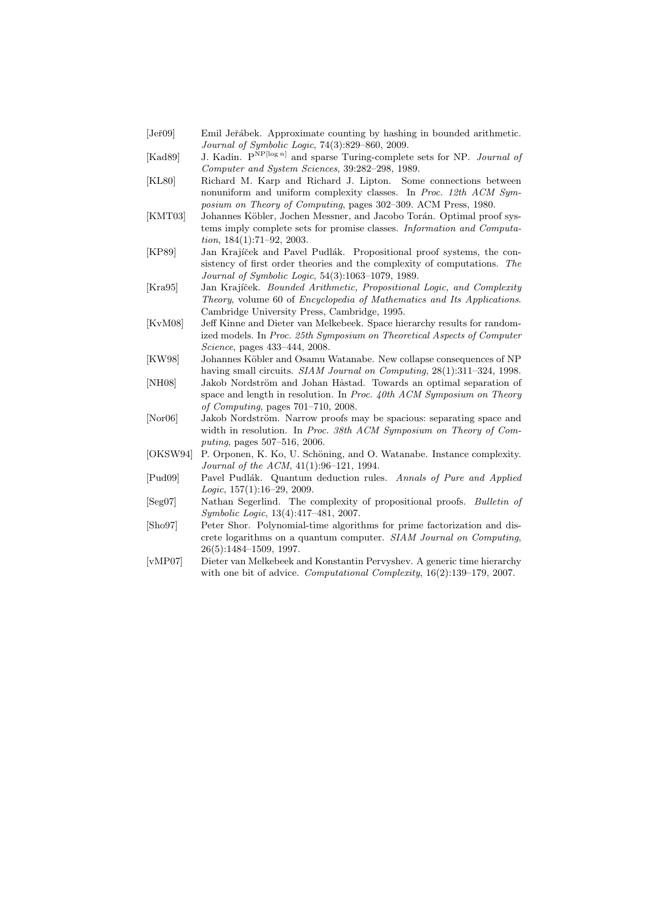[Jeř09] Emil Jeřábek. Approximate counting by hashing in bounded arithmetic. *Journal of Symbolic Logic*, 74(3):829–860, 2009.

[Kad89] J. Kadin. $\mathrm{P}^{\mathrm{NP}[\log n]}$ and sparse Turing-complete sets for NP. *Journal of Computer and System Sciences*, 39:282–298, 1989.

[KL80] Richard M. Karp and Richard J. Lipton. Some connections between nonuniform and uniform complexity classes. In *Proc. 12th ACM Symposium on Theory of Computing*, pages 302–309. ACM Press, 1980.

[KMT03] Johannes Köbler, Jochen Messner, and Jacobo Torán. Optimal proof systems imply complete sets for promise classes. *Information and Computation*, 184(1):71–92, 2003.

[KP89] Jan Krajíček and Pavel Pudlák. Propositional proof systems, the consistency of first order theories and the complexity of computations. *The Journal of Symbolic Logic*, 54(3):1063–1079, 1989.

[Kra95] Jan Krajíček. *Bounded Arithmetic, Propositional Logic, and Complexity Theory*, volume 60 of *Encyclopedia of Mathematics and Its Applications*. Cambridge University Press, Cambridge, 1995.

[KvM08] Jeff Kinne and Dieter van Melkebeek. Space hierarchy results for randomized models. In *Proc. 25th Symposium on Theoretical Aspects of Computer Science*, pages 433–444, 2008.

[KW98] Johannes Köbler and Osamu Watanabe. New collapse consequences of NP having small circuits. *SIAM Journal on Computing*, 28(1):311–324, 1998.

[NH08] Jakob Nordström and Johan Håstad. Towards an optimal separation of space and length in resolution. In *Proc. 40th ACM Symposium on Theory of Computing*, pages 701–710, 2008.

[Nor06] Jakob Nordström. Narrow proofs may be spacious: separating space and width in resolution. In *Proc. 38th ACM Symposium on Theory of Computing*, pages 507–516, 2006.

[OKSW94] P. Orponen, K. Ko, U. Schöning, and O. Watanabe. Instance complexity. *Journal of the ACM*, 41(1):96–121, 1994.

[Pud09] Pavel Pudlák. Quantum deduction rules. *Annals of Pure and Applied Logic*, 157(1):16–29, 2009.

[Seg07] Nathan Segerlind. The complexity of propositional proofs. *Bulletin of Symbolic Logic*, 13(4):417–481, 2007.

[Sho97] Peter Shor. Polynomial-time algorithms for prime factorization and discrete logarithms on a quantum computer. *SIAM Journal on Computing*, 26(5):1484–1509, 1997.

[vMP07] Dieter van Melkebeek and Konstantin Pervyshev. A generic time hierarchy with one bit of advice. *Computational Complexity*, 16(2):139–179, 2007.